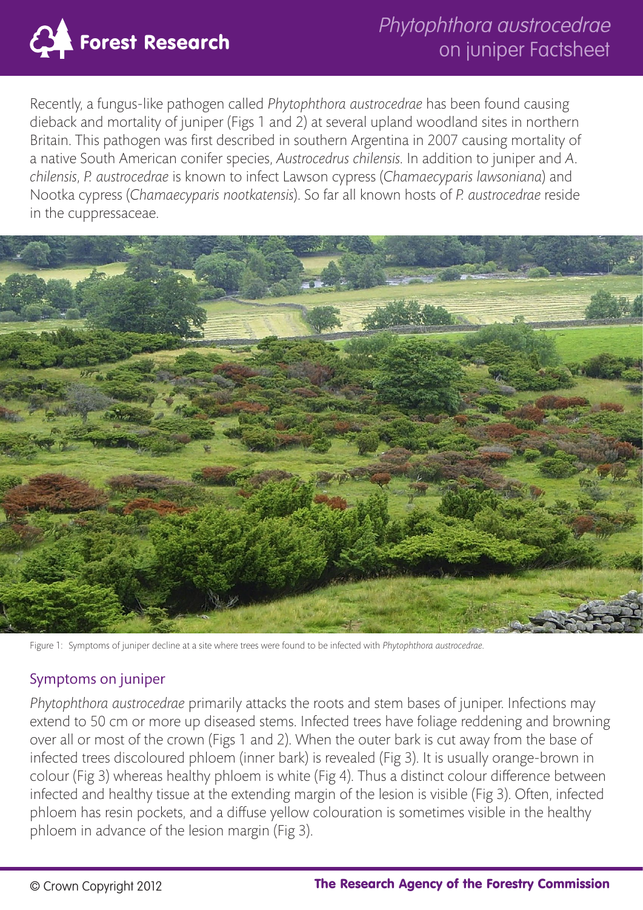# *Phytophthora austrocedrae* on juniper Factsheet

Recently, a fungus-like pathogen called *Phytophthora austrocedrae* has been found causing dieback and mortality of juniper (Figs 1 and 2) at several upland woodland sites in northern Britain. This pathogen was first described in southern Argentina in 2007 causing mortality of a native South American conifer species, *Austrocedrus chilensis*. In addition to juniper and *A. chilensis*, *P. austrocedrae* is known to infect Lawson cypress (*Chamaecyparis lawsoniana*) and Nootka cypress (*Chamaecyparis nootkatensis*). So far all known hosts of *P. austrocedrae* reside in the cuppressaceae.

Figure 1: Symptoms of juniper decline at a site where trees were found to be infected with *Phytophthora austrocedrae*.

## Symptoms on juniper

*Phytophthora austrocedrae* primarily attacks the roots and stem bases of juniper. Infections may extend to 50 cm or more up diseased stems. Infected trees have foliage reddening and browning over all or most of the crown (Figs 1 and 2). When the outer bark is cut away from the base of infected trees discoloured phloem (inner bark) is revealed (Fig 3). It is usually orange-brown in colour (Fig 3) whereas healthy phloem is white (Fig 4). Thus a distinct colour difference between infected and healthy tissue at the extending margin of the lesion is visible (Fig 3). Often, infected phloem has resin pockets, and a diffuse yellow colouration is sometimes visible in the healthy phloem in advance of the lesion margin (Fig 3).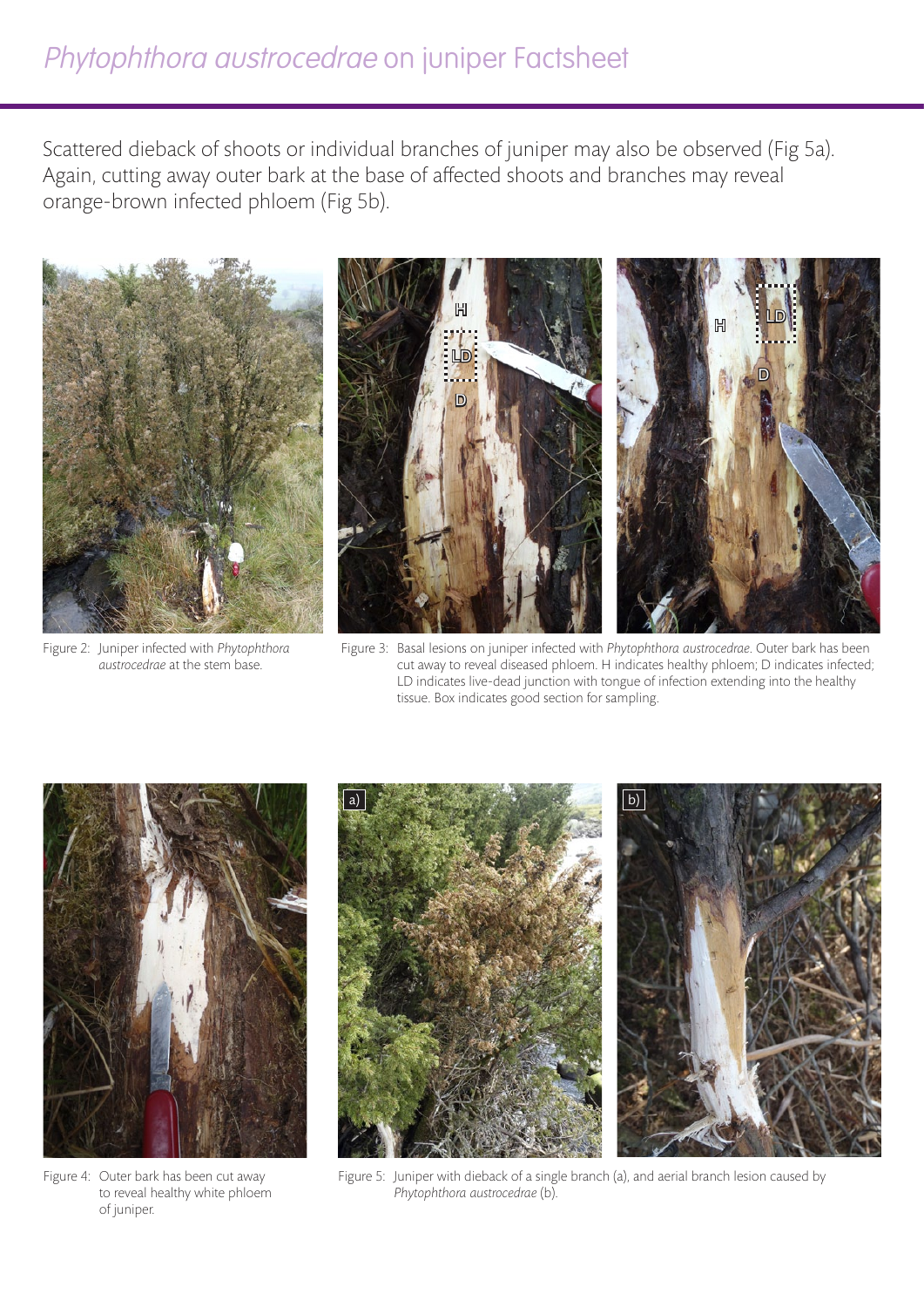Scattered dieback of shoots or individual branches of juniper may also be observed (Fig 5a). Again, cutting away outer bark at the base of affected shoots and branches may reveal orange-brown infected phloem (Fig 5b).

Figure 2: Juniper infected with *Phytophthora austrocedrae* at the stem base.

Figure 3: Basal lesions on juniper infected with *Phytophthora austrocedrae*. Outer bark has been cut away to reveal diseased phloem. H indicates healthy phloem; D indicates infected; LD indicates live-dead junction with tongue of infection extending into the healthy tissue. Box indicates good section for sampling.

Figure 4: Outer bark has been cut away to reveal healthy white phloem of juniper.

Figure 5: Juniper with dieback of a single branch (a), and aerial branch lesion caused by *Phytophthora austrocedrae* (b).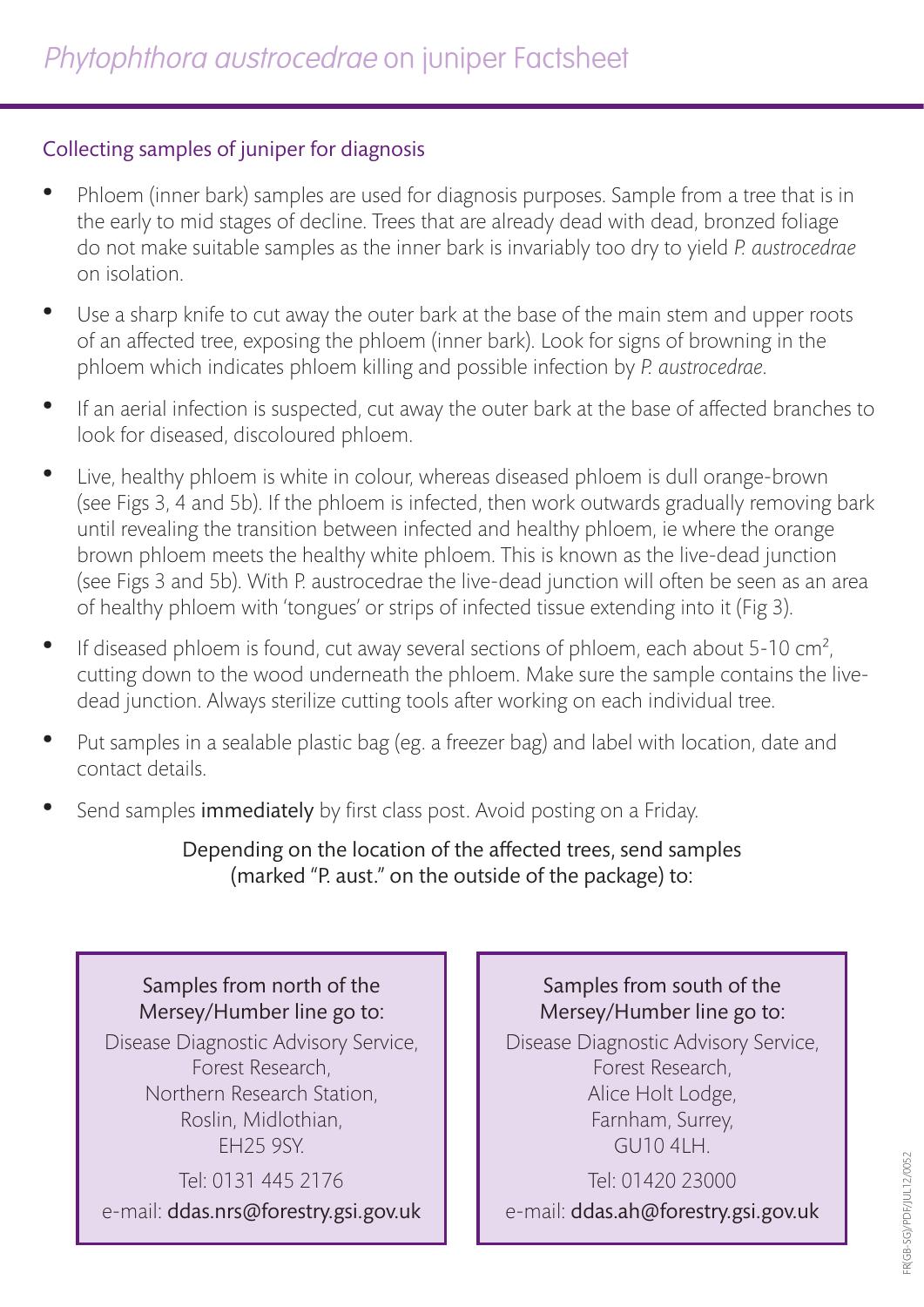## Collecting samples of juniper for diagnosis

- Phloem (inner bark) samples are used for diagnosis purposes. Sample from a tree that is in the early to mid stages of decline. Trees that are already dead with dead, bronzed foliage do not make suitable samples as the inner bark is invariably too dry to yield *P. austrocedrae* on isolation.
- Use a sharp knife to cut away the outer bark at the base of the main stem and upper roots of an affected tree, exposing the phloem (inner bark). Look for signs of browning in the phloem which indicates phloem killing and possible infection by *P. austrocedrae*.
- If an aerial infection is suspected, cut away the outer bark at the base of affected branches to look for diseased, discoloured phloem.
- Live, healthy phloem is white in colour, whereas diseased phloem is dull orange-brown (see Figs 3, 4 and 5b). If the phloem is infected, then work outwards gradually removing bark until revealing the transition between infected and healthy phloem, ie where the orange brown phloem meets the healthy white phloem. This is known as the live-dead junction (see Figs 3 and 5b). With P. austrocedrae the live-dead junction will often be seen as an area of healthy phloem with 'tongues' or strips of infected tissue extending into it (Fig 3).
- If diseased phloem is found, cut away several sections of phloem, each about 5-10 $cm^2$, cutting down to the wood underneath the phloem. Make sure the sample contains the live-dead junction. Always sterilize cutting tools after working on each individual tree.
- Put samples in a sealable plastic bag (eg. a freezer bag) and label with location, date and contact details.
- Send samples **immediately** by first class post. Avoid posting on a Friday.

Depending on the location of the affected trees, send samples (marked "P. aust." on the outside of the package) to:

Samples from north of the Mersey/Humber line go to:
Disease Diagnostic Advisory Service,
Forest Research,
Northern Research Station,
Roslin, Midlothian,
EH25 9SY.
Tel: 0131 445 2176
e-mail: ddas.nrs@forestry.gsi.gov.uk

Samples from south of the Mersey/Humber line go to:
Disease Diagnostic Advisory Service,
Forest Research,
Alice Holt Lodge,
Farnham, Surrey,
GU10 4LH.
Tel: 01420 23000
e-mail: ddas.ah@forestry.gsi.gov.uk

FR(GB-SG)/PDF/JUL12/0052